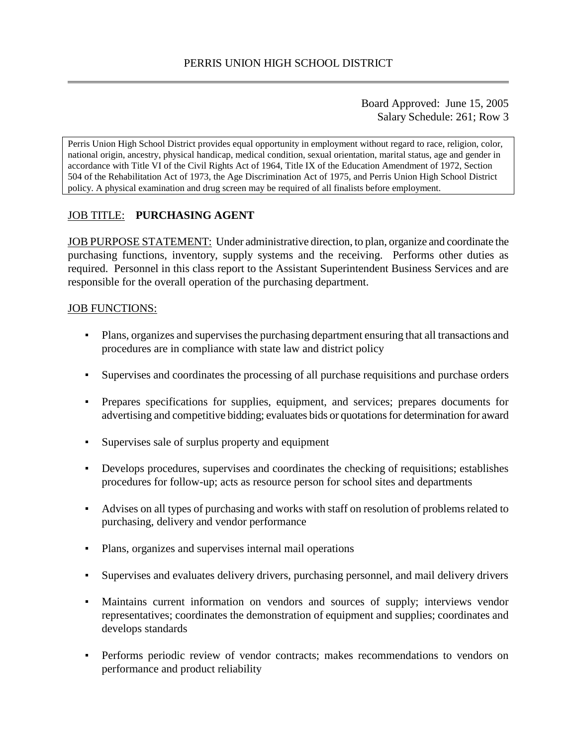# PERRIS UNION HIGH SCHOOL DISTRICT

Board Approved: June 15, 2005
Salary Schedule: 261; Row 3

Perris Union High School District provides equal opportunity in employment without regard to race, religion, color, national origin, ancestry, physical handicap, medical condition, sexual orientation, marital status, age and gender in accordance with Title VI of the Civil Rights Act of 1964, Title IX of the Education Amendment of 1972, Section 504 of the Rehabilitation Act of 1973, the Age Discrimination Act of 1975, and Perris Union High School District policy. A physical examination and drug screen may be required of all finalists before employment.

## JOB TITLE: **PURCHASING AGENT**

JOB PURPOSE STATEMENT: Under administrative direction, to plan, organize and coordinate the purchasing functions, inventory, supply systems and the receiving. Performs other duties as required. Personnel in this class report to the Assistant Superintendent Business Services and are responsible for the overall operation of the purchasing department.

JOB FUNCTIONS:

- Plans, organizes and supervises the purchasing department ensuring that all transactions and procedures are in compliance with state law and district policy
- Supervises and coordinates the processing of all purchase requisitions and purchase orders
- Prepares specifications for supplies, equipment, and services; prepares documents for advertising and competitive bidding; evaluates bids or quotations for determination for award
- Supervises sale of surplus property and equipment
- Develops procedures, supervises and coordinates the checking of requisitions; establishes procedures for follow-up; acts as resource person for school sites and departments
- Advises on all types of purchasing and works with staff on resolution of problems related to purchasing, delivery and vendor performance
- Plans, organizes and supervises internal mail operations
- Supervises and evaluates delivery drivers, purchasing personnel, and mail delivery drivers
- Maintains current information on vendors and sources of supply; interviews vendor representatives; coordinates the demonstration of equipment and supplies; coordinates and develops standards
- Performs periodic review of vendor contracts; makes recommendations to vendors on performance and product reliability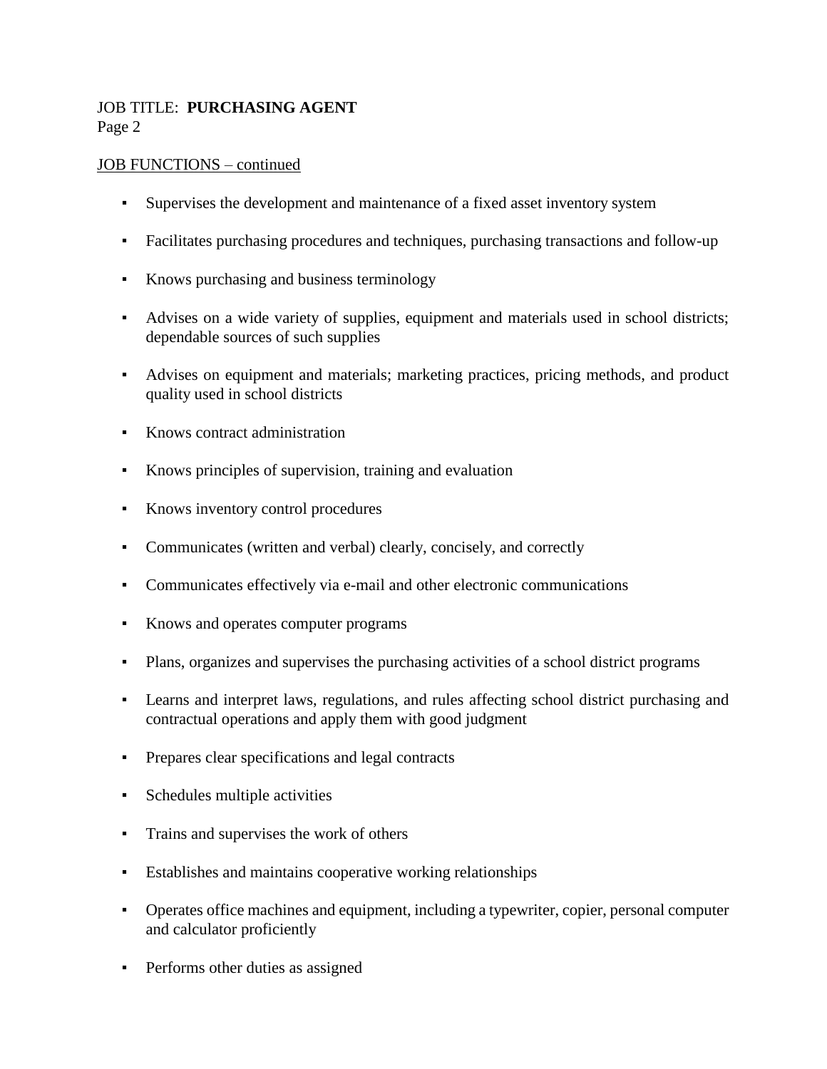JOB TITLE: **PURCHASING AGENT**
Page 2

JOB FUNCTIONS – continued

- Supervises the development and maintenance of a fixed asset inventory system
- Facilitates purchasing procedures and techniques, purchasing transactions and follow-up
- Knows purchasing and business terminology
- Advises on a wide variety of supplies, equipment and materials used in school districts; dependable sources of such supplies
- Advises on equipment and materials; marketing practices, pricing methods, and product quality used in school districts
- Knows contract administration
- Knows principles of supervision, training and evaluation
- Knows inventory control procedures
- Communicates (written and verbal) clearly, concisely, and correctly
- Communicates effectively via e-mail and other electronic communications
- Knows and operates computer programs
- Plans, organizes and supervises the purchasing activities of a school district programs
- Learns and interpret laws, regulations, and rules affecting school district purchasing and contractual operations and apply them with good judgment
- Prepares clear specifications and legal contracts
- Schedules multiple activities
- Trains and supervises the work of others
- Establishes and maintains cooperative working relationships
- Operates office machines and equipment, including a typewriter, copier, personal computer and calculator proficiently
- Performs other duties as assigned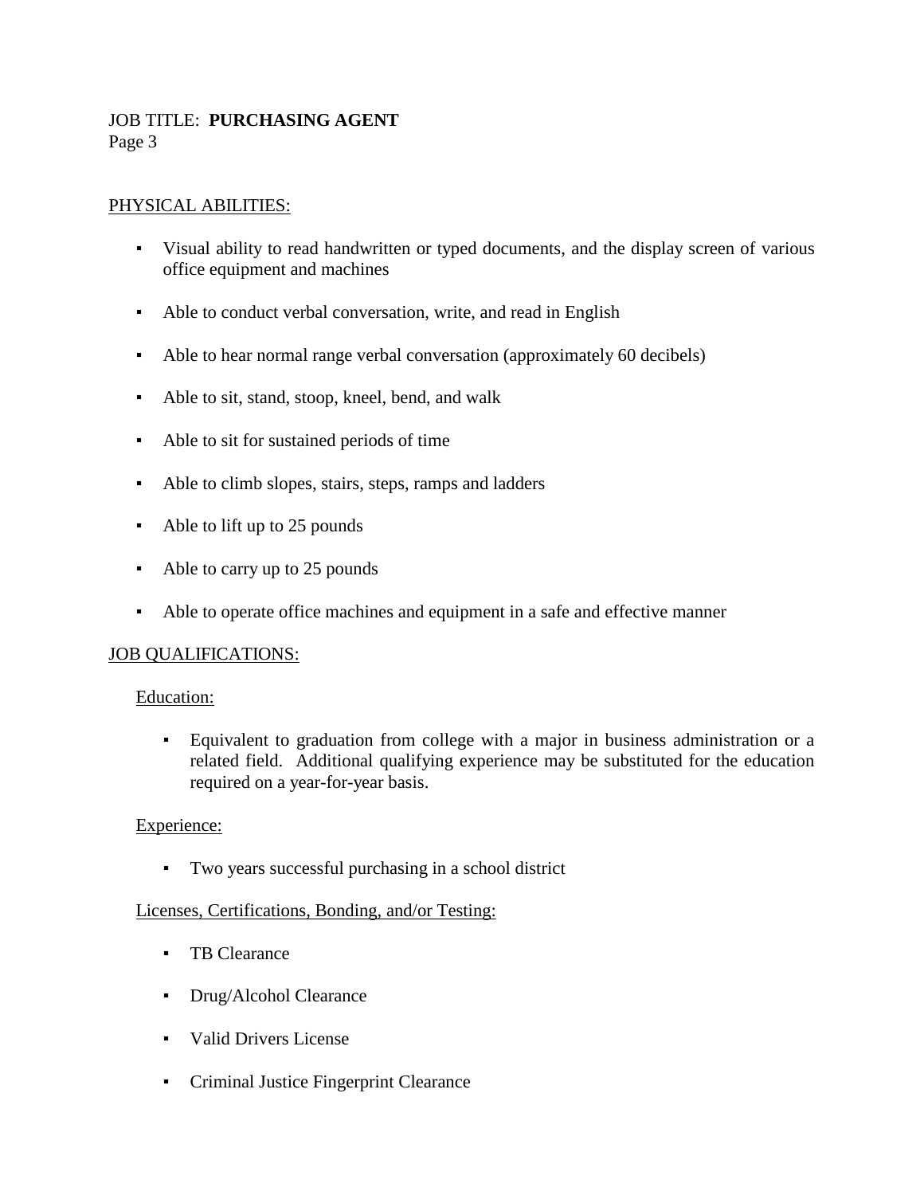PHYSICAL ABILITIES:

- Visual ability to read handwritten or typed documents, and the display screen of various office equipment and machines
- Able to conduct verbal conversation, write, and read in English
- Able to hear normal range verbal conversation (approximately 60 decibels)
- Able to sit, stand, stoop, kneel, bend, and walk
- Able to sit for sustained periods of time
- Able to climb slopes, stairs, steps, ramps and ladders
- Able to lift up to 25 pounds
- Able to carry up to 25 pounds
- Able to operate office machines and equipment in a safe and effective manner

JOB QUALIFICATIONS:

Education:

- Equivalent to graduation from college with a major in business administration or a related field. Additional qualifying experience may be substituted for the education required on a year-for-year basis.

Experience:

- Two years successful purchasing in a school district

Licenses, Certifications, Bonding, and/or Testing:

- TB Clearance
- Drug/Alcohol Clearance
- Valid Drivers License
- Criminal Justice Fingerprint Clearance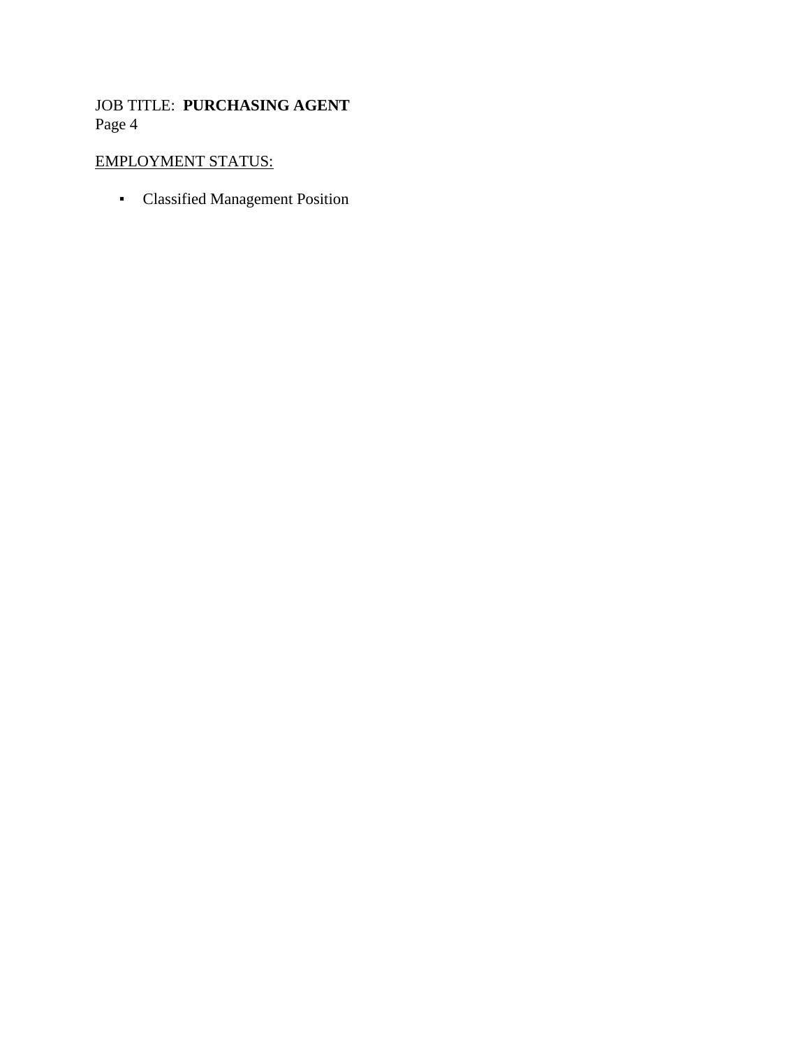EMPLOYMENT STATUS:

- Classified Management Position